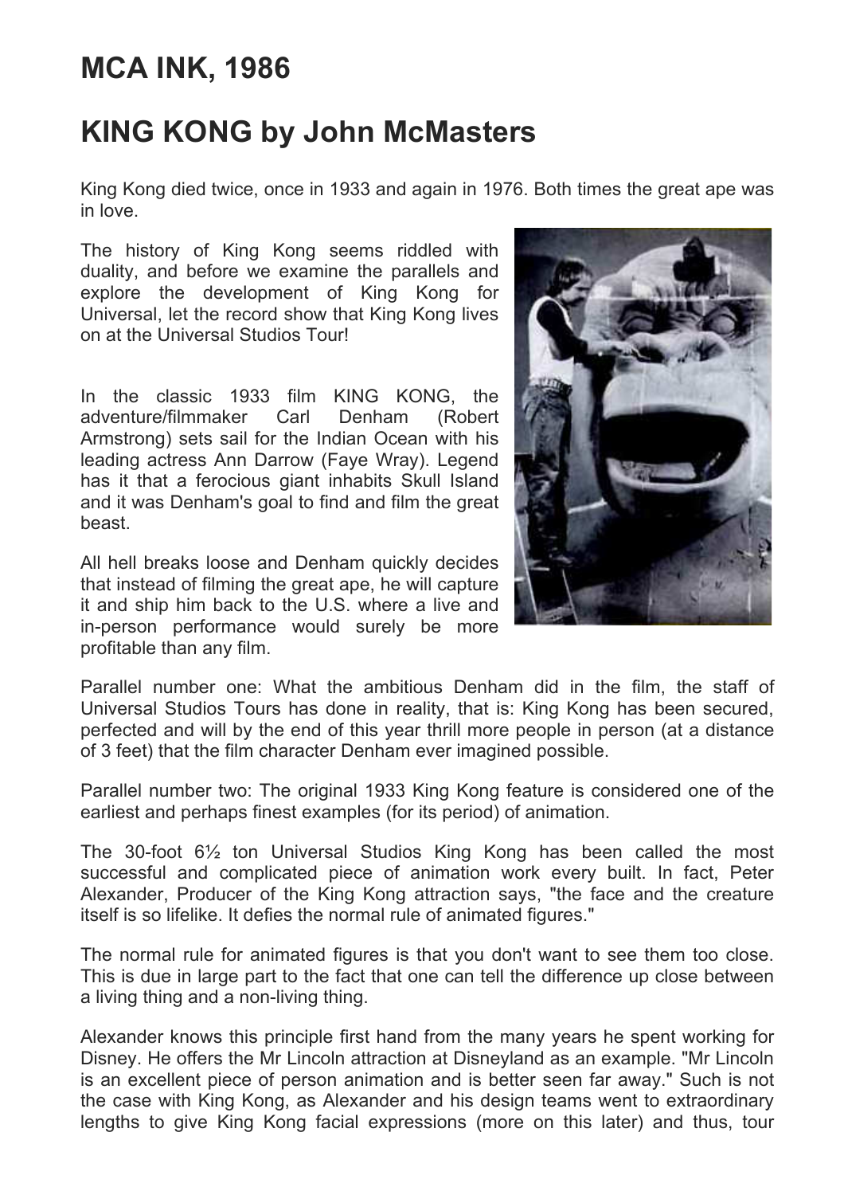# MCA INK, 1986

# KING KONG by John McMasters

King Kong died twice, once in 1933 and again in 1976. Both times the great ape was in love.

The history of King Kong seems riddled with duality, and before we examine the parallels and explore the development of King Kong for Universal, let the record show that King Kong lives on at the Universal Studios Tour!

In the classic 1933 film KING KONG, the adventure/filmmaker Carl Denham (Robert Armstrong) sets sail for the Indian Ocean with his leading actress Ann Darrow (Faye Wray). Legend has it that a ferocious giant inhabits Skull Island and it was Denham's goal to find and film the great beast.

All hell breaks loose and Denham quickly decides that instead of filming the great ape, he will capture it and ship him back to the U.S. where a live and in-person performance would surely be more profitable than any film.

Parallel number one: What the ambitious Denham did in the film, the staff of Universal Studios Tours has done in reality, that is: King Kong has been secured, perfected and will by the end of this year thrill more people in person (at a distance of 3 feet) that the film character Denham ever imagined possible.

Parallel number two: The original 1933 King Kong feature is considered one of the earliest and perhaps finest examples (for its period) of animation.

The 30-foot 6½ ton Universal Studios King Kong has been called the most successful and complicated piece of animation work every built. In fact, Peter Alexander, Producer of the King Kong attraction says, "the face and the creature itself is so lifelike. It defies the normal rule of animated figures."

The normal rule for animated figures is that you don't want to see them too close. This is due in large part to the fact that one can tell the difference up close between a living thing and a non-living thing.

Alexander knows this principle first hand from the many years he spent working for Disney. He offers the Mr Lincoln attraction at Disneyland as an example. "Mr Lincoln is an excellent piece of person animation and is better seen far away." Such is not the case with King Kong, as Alexander and his design teams went to extraordinary lengths to give King Kong facial expressions (more on this later) and thus, tour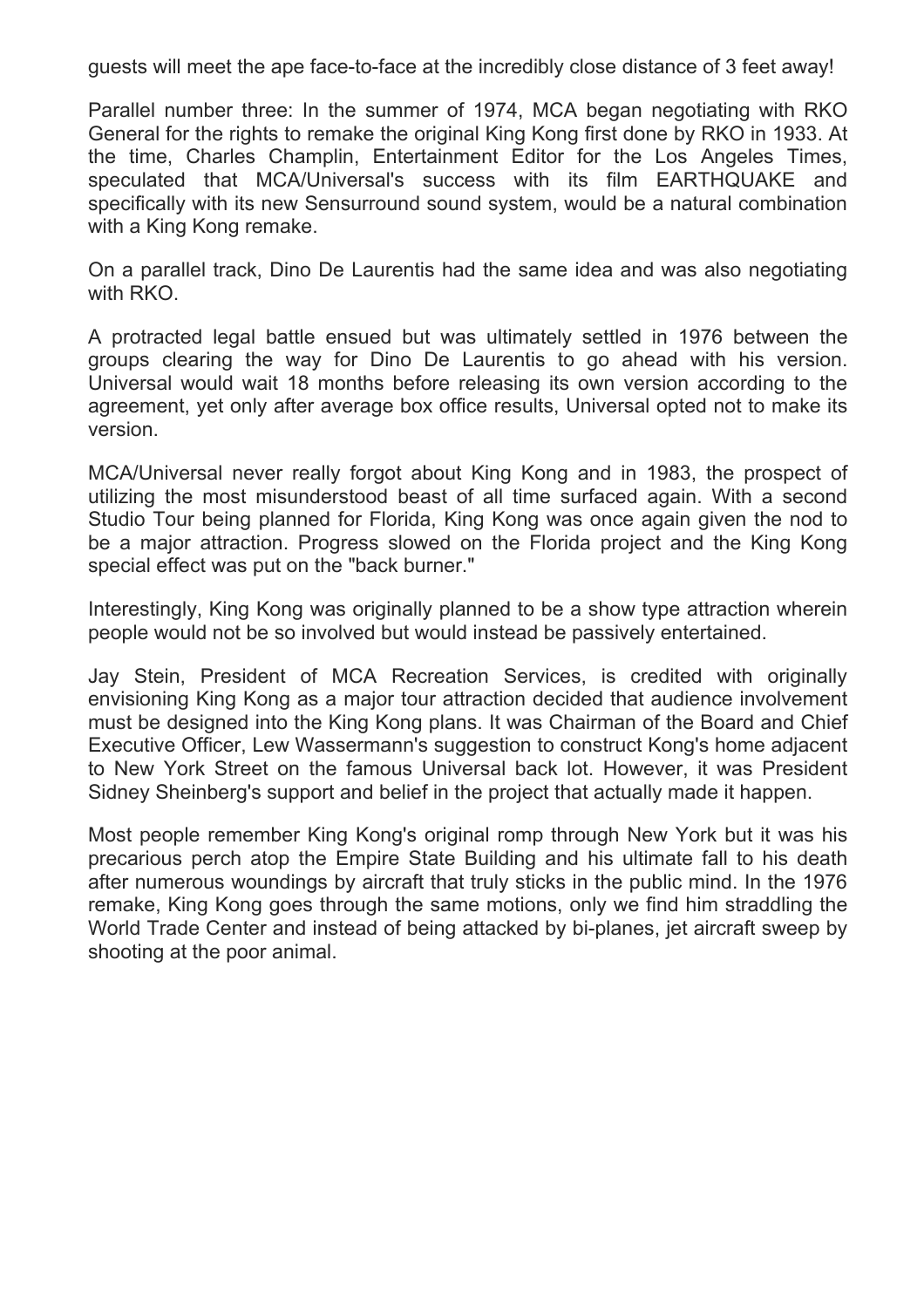guests will meet the ape face-to-face at the incredibly close distance of 3 feet away!

Parallel number three: In the summer of 1974, MCA began negotiating with RKO General for the rights to remake the original King Kong first done by RKO in 1933. At the time, Charles Champlin, Entertainment Editor for the Los Angeles Times, speculated that MCA/Universal's success with its film EARTHQUAKE and specifically with its new Sensurround sound system, would be a natural combination with a King Kong remake.

On a parallel track, Dino De Laurentis had the same idea and was also negotiating with RKO.

A protracted legal battle ensued but was ultimately settled in 1976 between the groups clearing the way for Dino De Laurentis to go ahead with his version. Universal would wait 18 months before releasing its own version according to the agreement, yet only after average box office results, Universal opted not to make its version.

MCA/Universal never really forgot about King Kong and in 1983, the prospect of utilizing the most misunderstood beast of all time surfaced again. With a second Studio Tour being planned for Florida, King Kong was once again given the nod to be a major attraction. Progress slowed on the Florida project and the King Kong special effect was put on the "back burner."

Interestingly, King Kong was originally planned to be a show type attraction wherein people would not be so involved but would instead be passively entertained.

Jay Stein, President of MCA Recreation Services, is credited with originally envisioning King Kong as a major tour attraction decided that audience involvement must be designed into the King Kong plans. It was Chairman of the Board and Chief Executive Officer, Lew Wassermann's suggestion to construct Kong's home adjacent to New York Street on the famous Universal back lot. However, it was President Sidney Sheinberg's support and belief in the project that actually made it happen.

Most people remember King Kong's original romp through New York but it was his precarious perch atop the Empire State Building and his ultimate fall to his death after numerous woundings by aircraft that truly sticks in the public mind. In the 1976 remake, King Kong goes through the same motions, only we find him straddling the World Trade Center and instead of being attacked by bi-planes, jet aircraft sweep by shooting at the poor animal.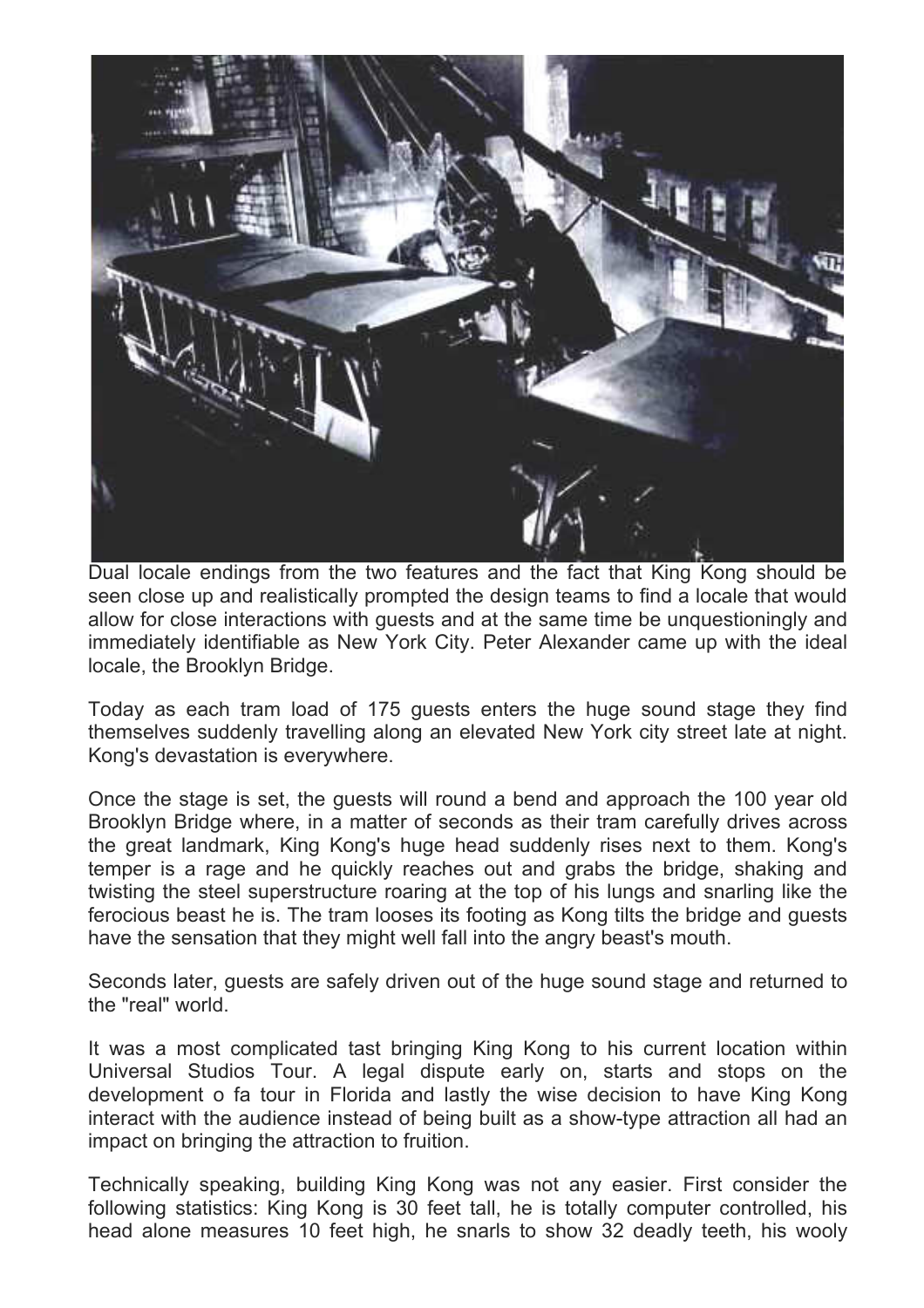Dual locale endings from the two features and the fact that King Kong should be seen close up and realistically prompted the design teams to find a locale that would allow for close interactions with guests and at the same time be unquestioningly and immediately identifiable as New York City. Peter Alexander came up with the ideal locale, the Brooklyn Bridge.

Today as each tram load of 175 guests enters the huge sound stage they find themselves suddenly travelling along an elevated New York city street late at night. Kong's devastation is everywhere.

Once the stage is set, the guests will round a bend and approach the 100 year old Brooklyn Bridge where, in a matter of seconds as their tram carefully drives across the great landmark, King Kong's huge head suddenly rises next to them. Kong's temper is a rage and he quickly reaches out and grabs the bridge, shaking and twisting the steel superstructure roaring at the top of his lungs and snarling like the ferocious beast he is. The tram looses its footing as Kong tilts the bridge and guests have the sensation that they might well fall into the angry beast's mouth.

Seconds later, guests are safely driven out of the huge sound stage and returned to the "real" world.

It was a most complicated tast bringing King Kong to his current location within Universal Studios Tour. A legal dispute early on, starts and stops on the development o fa tour in Florida and lastly the wise decision to have King Kong interact with the audience instead of being built as a show-type attraction all had an impact on bringing the attraction to fruition.

Technically speaking, building King Kong was not any easier. First consider the following statistics: King Kong is 30 feet tall, he is totally computer controlled, his head alone measures 10 feet high, he snarls to show 32 deadly teeth, his wooly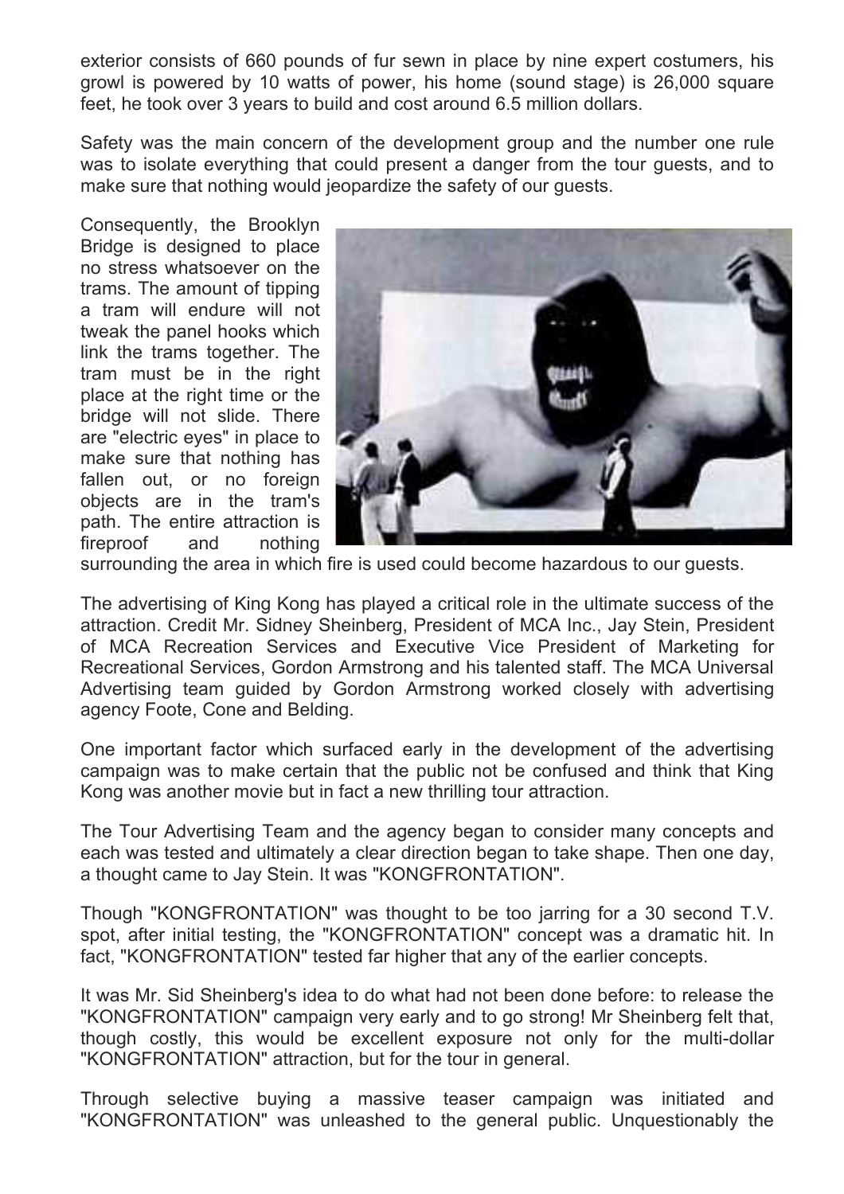exterior consists of 660 pounds of fur sewn in place by nine expert costumers, his growl is powered by 10 watts of power, his home (sound stage) is 26,000 square feet, he took over 3 years to build and cost around 6.5 million dollars.

Safety was the main concern of the development group and the number one rule was to isolate everything that could present a danger from the tour guests, and to make sure that nothing would jeopardize the safety of our guests.

Consequently, the Brooklyn Bridge is designed to place no stress whatsoever on the trams. The amount of tipping a tram will endure will not tweak the panel hooks which link the trams together. The tram must be in the right place at the right time or the bridge will not slide. There are "electric eyes" in place to make sure that nothing has fallen out, or no foreign objects are in the tram's path. The entire attraction is fireproof and nothing surrounding the area in which fire is used could become hazardous to our guests.

The advertising of King Kong has played a critical role in the ultimate success of the attraction. Credit Mr. Sidney Sheinberg, President of MCA Inc., Jay Stein, President of MCA Recreation Services and Executive Vice President of Marketing for Recreational Services, Gordon Armstrong and his talented staff. The MCA Universal Advertising team guided by Gordon Armstrong worked closely with advertising agency Foote, Cone and Belding.

One important factor which surfaced early in the development of the advertising campaign was to make certain that the public not be confused and think that King Kong was another movie but in fact a new thrilling tour attraction.

The Tour Advertising Team and the agency began to consider many concepts and each was tested and ultimately a clear direction began to take shape. Then one day, a thought came to Jay Stein. It was "KONGFRONTATION".

Though "KONGFRONTATION" was thought to be too jarring for a 30 second T.V. spot, after initial testing, the "KONGFRONTATION" concept was a dramatic hit. In fact, "KONGFRONTATION" tested far higher that any of the earlier concepts.

It was Mr. Sid Sheinberg's idea to do what had not been done before: to release the "KONGFRONTATION" campaign very early and to go strong! Mr Sheinberg felt that, though costly, this would be excellent exposure not only for the multi-dollar "KONGFRONTATION" attraction, but for the tour in general.

Through selective buying a massive teaser campaign was initiated and "KONGFRONTATION" was unleashed to the general public. Unquestionably the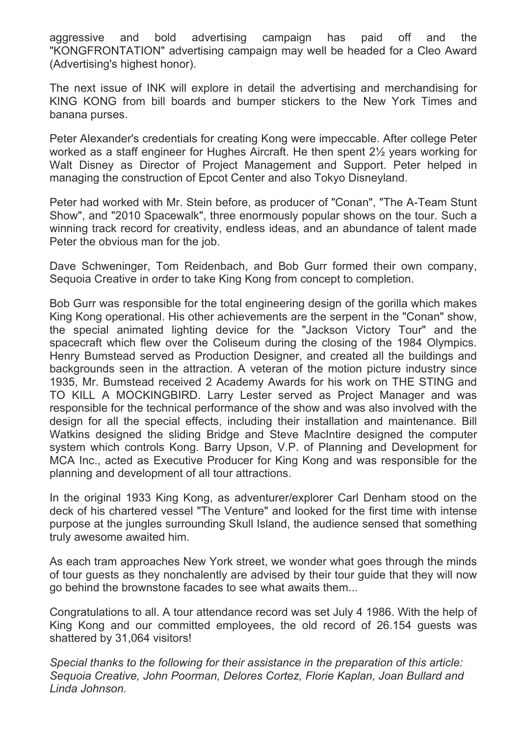aggressive and bold advertising campaign has paid off and the "KONGFRONTATION" advertising campaign may well be headed for a Cleo Award (Advertising's highest honor).

The next issue of INK will explore in detail the advertising and merchandising for KING KONG from bill boards and bumper stickers to the New York Times and banana purses.

Peter Alexander's credentials for creating Kong were impeccable. After college Peter worked as a staff engineer for Hughes Aircraft. He then spent 2½ years working for Walt Disney as Director of Project Management and Support. Peter helped in managing the construction of Epcot Center and also Tokyo Disneyland.

Peter had worked with Mr. Stein before, as producer of "Conan", "The A-Team Stunt Show", and "2010 Spacewalk", three enormously popular shows on the tour. Such a winning track record for creativity, endless ideas, and an abundance of talent made Peter the obvious man for the job.

Dave Schweninger, Tom Reidenbach, and Bob Gurr formed their own company, Sequoia Creative in order to take King Kong from concept to completion.

Bob Gurr was responsible for the total engineering design of the gorilla which makes King Kong operational. His other achievements are the serpent in the "Conan" show, the special animated lighting device for the "Jackson Victory Tour" and the spacecraft which flew over the Coliseum during the closing of the 1984 Olympics. Henry Bumstead served as Production Designer, and created all the buildings and backgrounds seen in the attraction. A veteran of the motion picture industry since 1935, Mr. Bumstead received 2 Academy Awards for his work on THE STING and TO KILL A MOCKINGBIRD. Larry Lester served as Project Manager and was responsible for the technical performance of the show and was also involved with the design for all the special effects, including their installation and maintenance. Bill Watkins designed the sliding Bridge and Steve MacIntire designed the computer system which controls Kong. Barry Upson, V.P. of Planning and Development for MCA Inc., acted as Executive Producer for King Kong and was responsible for the planning and development of all tour attractions.

In the original 1933 King Kong, as adventurer/explorer Carl Denham stood on the deck of his chartered vessel "The Venture" and looked for the first time with intense purpose at the jungles surrounding Skull Island, the audience sensed that something truly awesome awaited him.

As each tram approaches New York street, we wonder what goes through the minds of tour guests as they nonchalently are advised by their tour guide that they will now go behind the brownstone facades to see what awaits them...

Congratulations to all. A tour attendance record was set July 4 1986. With the help of King Kong and our committed employees, the old record of 26.154 guests was shattered by 31,064 visitors!

*Special thanks to the following for their assistance in the preparation of this article: Sequoia Creative, John Poorman, Delores Cortez, Florie Kaplan, Joan Bullard and Linda Johnson.*